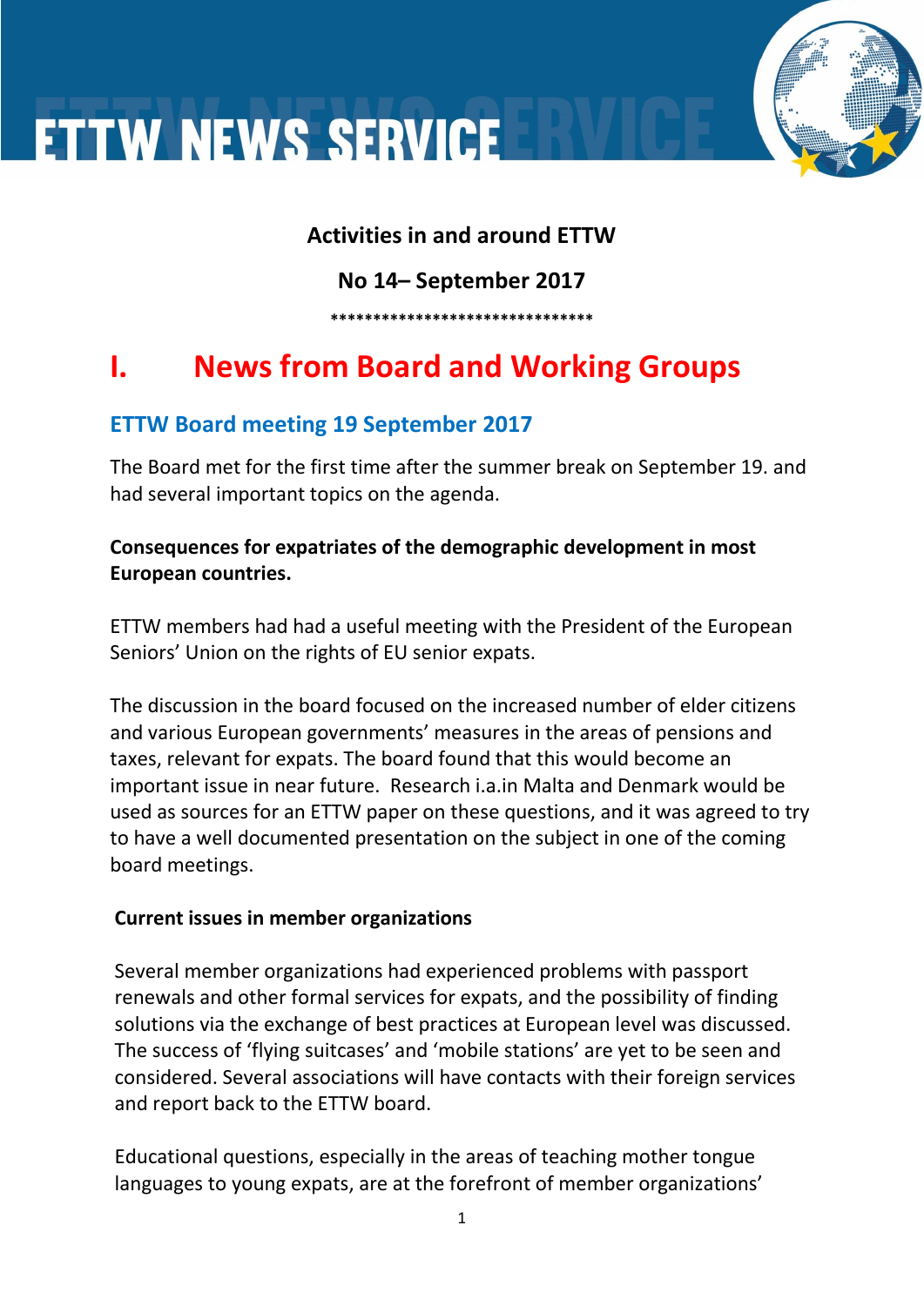# ETTW NEWS SERVICE

**Activities in and around ETTW**

**No 14– September 2017**

\*\*\*\*\*\*\*\*\*\*\*\*\*\*\*\*\*\*\*\*\*\*\*\*\*\*\*\*\*\*\*

## I. News from Board and Working Groups

### ETTW Board meeting 19 September 2017

The Board met for the first time after the summer break on September 19. and had several important topics on the agenda.

**Consequences for expatriates of the demographic development in most European countries.**

ETTW members had had a useful meeting with the President of the European Seniors' Union on the rights of EU senior expats.

The discussion in the board focused on the increased number of elder citizens and various European governments' measures in the areas of pensions and taxes, relevant for expats. The board found that this would become an important issue in near future. Research i.a.in Malta and Denmark would be used as sources for an ETTW paper on these questions, and it was agreed to try to have a well documented presentation on the subject in one of the coming board meetings.

**Current issues in member organizations**

Several member organizations had experienced problems with passport renewals and other formal services for expats, and the possibility of finding solutions via the exchange of best practices at European level was discussed. The success of 'flying suitcases' and 'mobile stations' are yet to be seen and considered. Several associations will have contacts with their foreign services and report back to the ETTW board.

Educational questions, especially in the areas of teaching mother tongue languages to young expats, are at the forefront of member organizations'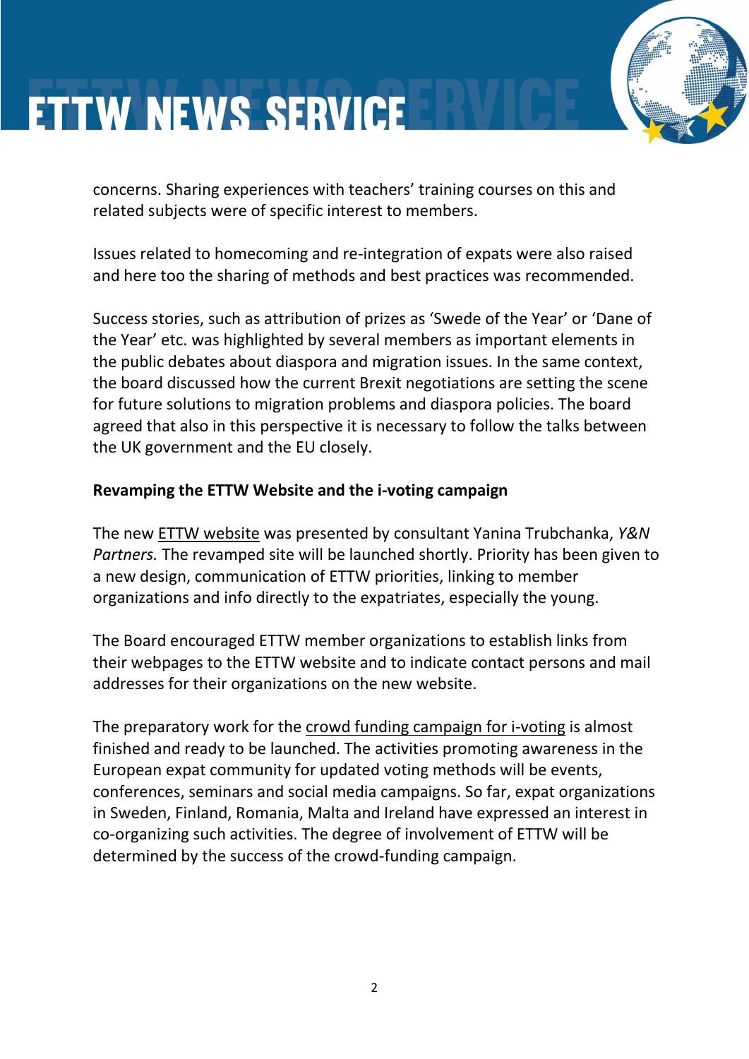concerns. Sharing experiences with teachers' training courses on this and related subjects were of specific interest to members.

Issues related to homecoming and re-integration of expats were also raised and here too the sharing of methods and best practices was recommended.

Success stories, such as attribution of prizes as 'Swede of the Year' or 'Dane of the Year' etc. was highlighted by several members as important elements in the public debates about diaspora and migration issues. In the same context, the board discussed how the current Brexit negotiations are setting the scene for future solutions to migration problems and diaspora policies. The board agreed that also in this perspective it is necessary to follow the talks between the UK government and the EU closely.

**Revamping the ETTW Website and the i-voting campaign**

The new ETTW website was presented by consultant Yanina Trubchanka, *Y&N Partners.* The revamped site will be launched shortly. Priority has been given to a new design, communication of ETTW priorities, linking to member organizations and info directly to the expatriates, especially the young.

The Board encouraged ETTW member organizations to establish links from their webpages to the ETTW website and to indicate contact persons and mail addresses for their organizations on the new website.

The preparatory work for the crowd funding campaign for i-voting is almost finished and ready to be launched. The activities promoting awareness in the European expat community for updated voting methods will be events, conferences, seminars and social media campaigns. So far, expat organizations in Sweden, Finland, Romania, Malta and Ireland have expressed an interest in co-organizing such activities. The degree of involvement of ETTW will be determined by the success of the crowd-funding campaign.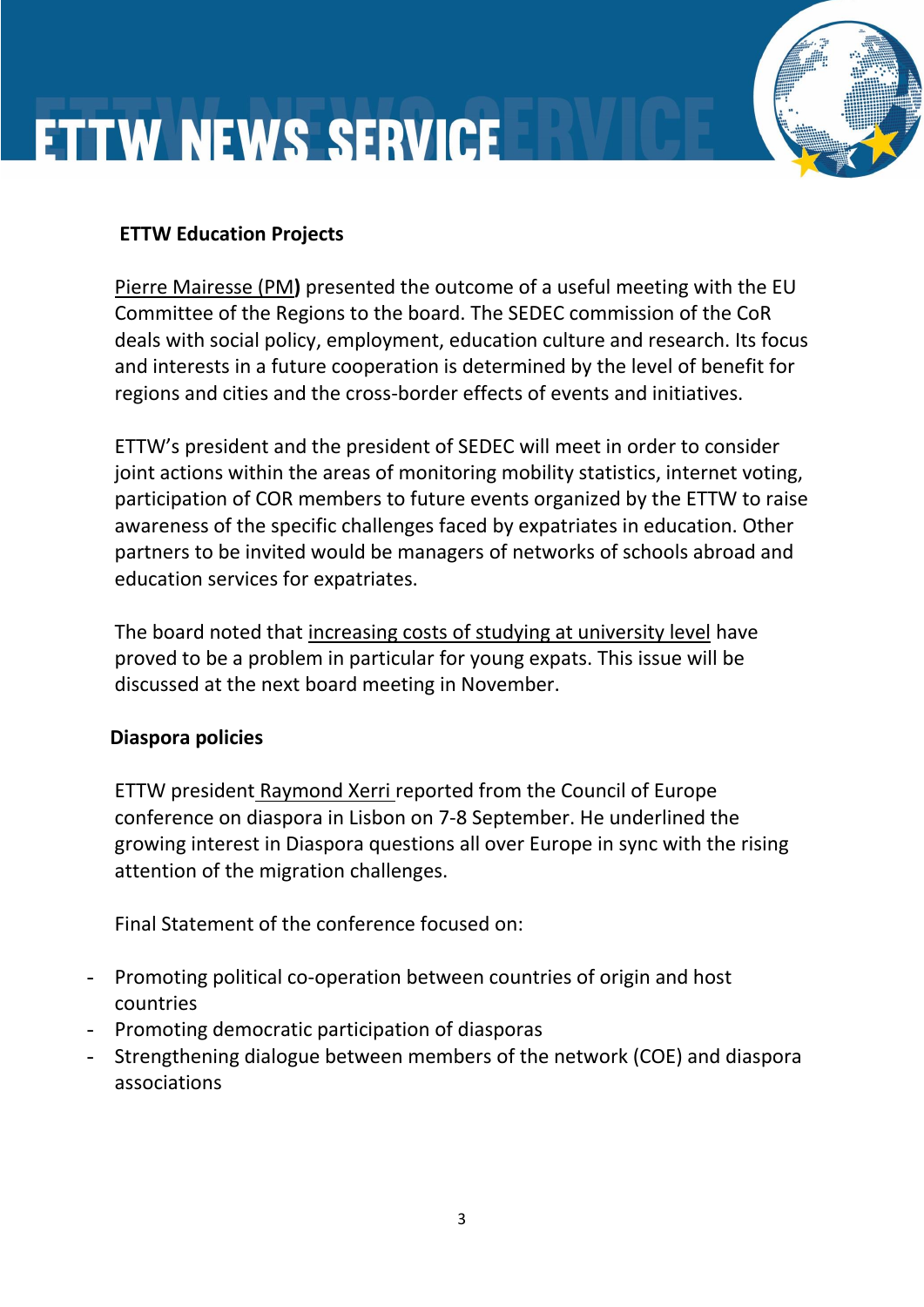## ETTW Education Projects

Pierre Mairesse (PM**)** presented the outcome of a useful meeting with the EU Committee of the Regions to the board. The SEDEC commission of the CoR deals with social policy, employment, education culture and research. Its focus and interests in a future cooperation is determined by the level of benefit for regions and cities and the cross-border effects of events and initiatives.

ETTW's president and the president of SEDEC will meet in order to consider joint actions within the areas of monitoring mobility statistics, internet voting, participation of COR members to future events organized by the ETTW to raise awareness of the specific challenges faced by expatriates in education. Other partners to be invited would be managers of networks of schools abroad and education services for expatriates.

The board noted that increasing costs of studying at university level have proved to be a problem in particular for young expats. This issue will be discussed at the next board meeting in November.

## Diaspora policies

ETTW president Raymond Xerri reported from the Council of Europe conference on diaspora in Lisbon on 7-8 September. He underlined the growing interest in Diaspora questions all over Europe in sync with the rising attention of the migration challenges.

Final Statement of the conference focused on:

- Promoting political co-operation between countries of origin and host countries
- Promoting democratic participation of diasporas
- Strengthening dialogue between members of the network (COE) and diaspora associations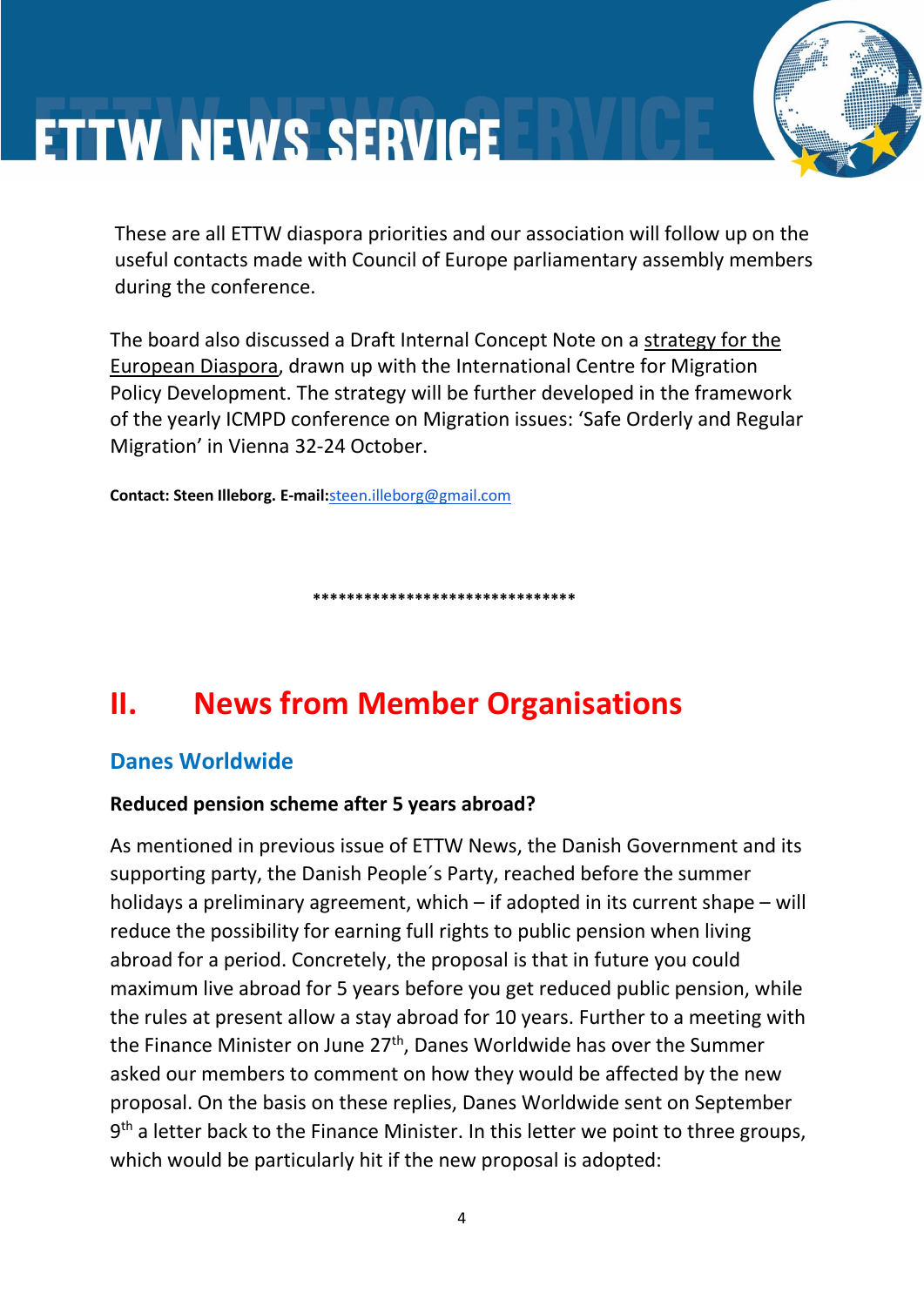These are all ETTW diaspora priorities and our association will follow up on the useful contacts made with Council of Europe parliamentary assembly members during the conference.

The board also discussed a Draft Internal Concept Note on a strategy for the European Diaspora, drawn up with the International Centre for Migration Policy Development. The strategy will be further developed in the framework of the yearly ICMPD conference on Migration issues: 'Safe Orderly and Regular Migration' in Vienna 32-24 October.

**Contact: Steen Illeborg. E-mail:**steen.illeborg@gmail.com

*******************************

# II. News from Member Organisations

## Danes Worldwide

**Reduced pension scheme after 5 years abroad?**

As mentioned in previous issue of ETTW News, the Danish Government and its supporting party, the Danish People´s Party, reached before the summer holidays a preliminary agreement, which – if adopted in its current shape – will reduce the possibility for earning full rights to public pension when living abroad for a period. Concretely, the proposal is that in future you could maximum live abroad for 5 years before you get reduced public pension, while the rules at present allow a stay abroad for 10 years. Further to a meeting with the Finance Minister on June 27th, Danes Worldwide has over the Summer asked our members to comment on how they would be affected by the new proposal. On the basis on these replies, Danes Worldwide sent on September 9th a letter back to the Finance Minister. In this letter we point to three groups, which would be particularly hit if the new proposal is adopted: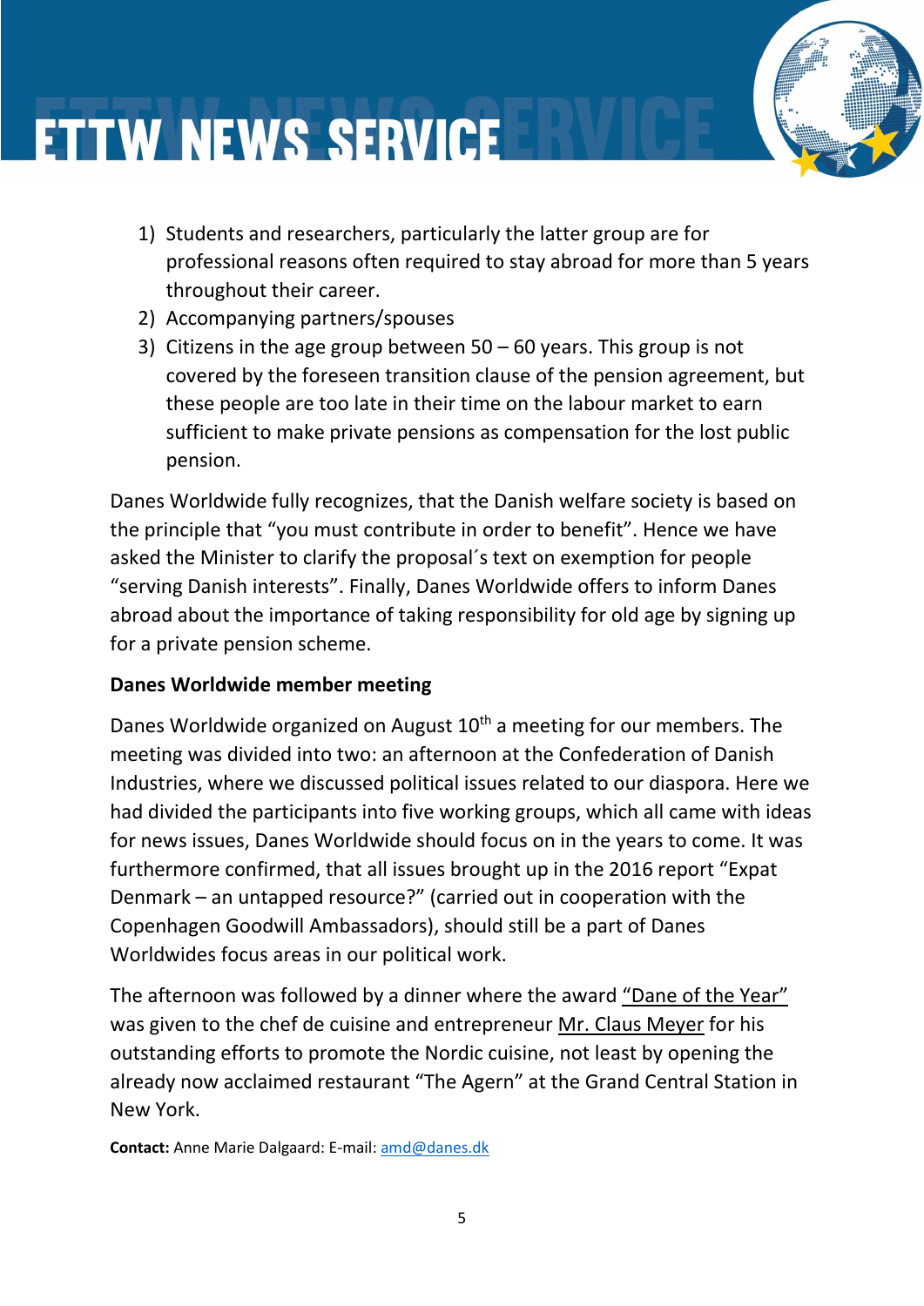1) Students and researchers, particularly the latter group are for professional reasons often required to stay abroad for more than 5 years throughout their career.
2) Accompanying partners/spouses
3) Citizens in the age group between 50 – 60 years. This group is not covered by the foreseen transition clause of the pension agreement, but these people are too late in their time on the labour market to earn sufficient to make private pensions as compensation for the lost public pension.

Danes Worldwide fully recognizes, that the Danish welfare society is based on the principle that "you must contribute in order to benefit". Hence we have asked the Minister to clarify the proposal´s text on exemption for people "serving Danish interests". Finally, Danes Worldwide offers to inform Danes abroad about the importance of taking responsibility for old age by signing up for a private pension scheme.

**Danes Worldwide member meeting**

Danes Worldwide organized on August 10th a meeting for our members. The meeting was divided into two: an afternoon at the Confederation of Danish Industries, where we discussed political issues related to our diaspora. Here we had divided the participants into five working groups, which all came with ideas for news issues, Danes Worldwide should focus on in the years to come. It was furthermore confirmed, that all issues brought up in the 2016 report "Expat Denmark – an untapped resource?" (carried out in cooperation with the Copenhagen Goodwill Ambassadors), should still be a part of Danes Worldwides focus areas in our political work.

The afternoon was followed by a dinner where the award "Dane of the Year" was given to the chef de cuisine and entrepreneur Mr. Claus Meyer for his outstanding efforts to promote the Nordic cuisine, not least by opening the already now acclaimed restaurant "The Agern" at the Grand Central Station in New York.

**Contact:** Anne Marie Dalgaard: E-mail: amd@danes.dk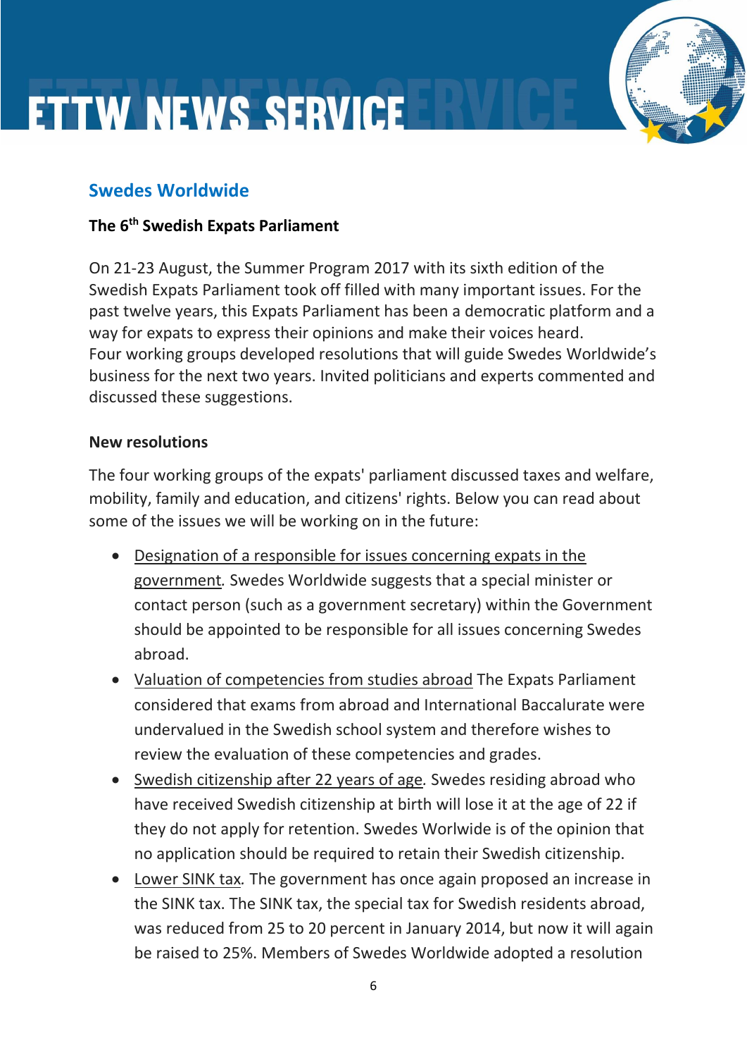## Swedes Worldwide

### The 6th Swedish Expats Parliament

On 21-23 August, the Summer Program 2017 with its sixth edition of the Swedish Expats Parliament took off filled with many important issues. For the past twelve years, this Expats Parliament has been a democratic platform and a way for expats to express their opinions and make their voices heard.
Four working groups developed resolutions that will guide Swedes Worldwide's business for the next two years. Invited politicians and experts commented and discussed these suggestions.

### New resolutions

The four working groups of the expats' parliament discussed taxes and welfare, mobility, family and education, and citizens' rights. Below you can read about some of the issues we will be working on in the future:

- Designation of a responsible for issues concerning expats in the government. Swedes Worldwide suggests that a special minister or contact person (such as a government secretary) within the Government should be appointed to be responsible for all issues concerning Swedes abroad.
- Valuation of competencies from studies abroad The Expats Parliament considered that exams from abroad and International Baccalurate were undervalued in the Swedish school system and therefore wishes to review the evaluation of these competencies and grades.
- Swedish citizenship after 22 years of age. Swedes residing abroad who have received Swedish citizenship at birth will lose it at the age of 22 if they do not apply for retention. Swedes Worlwide is of the opinion that no application should be required to retain their Swedish citizenship.
- Lower SINK tax. The government has once again proposed an increase in the SINK tax. The SINK tax, the special tax for Swedish residents abroad, was reduced from 25 to 20 percent in January 2014, but now it will again be raised to 25%. Members of Swedes Worldwide adopted a resolution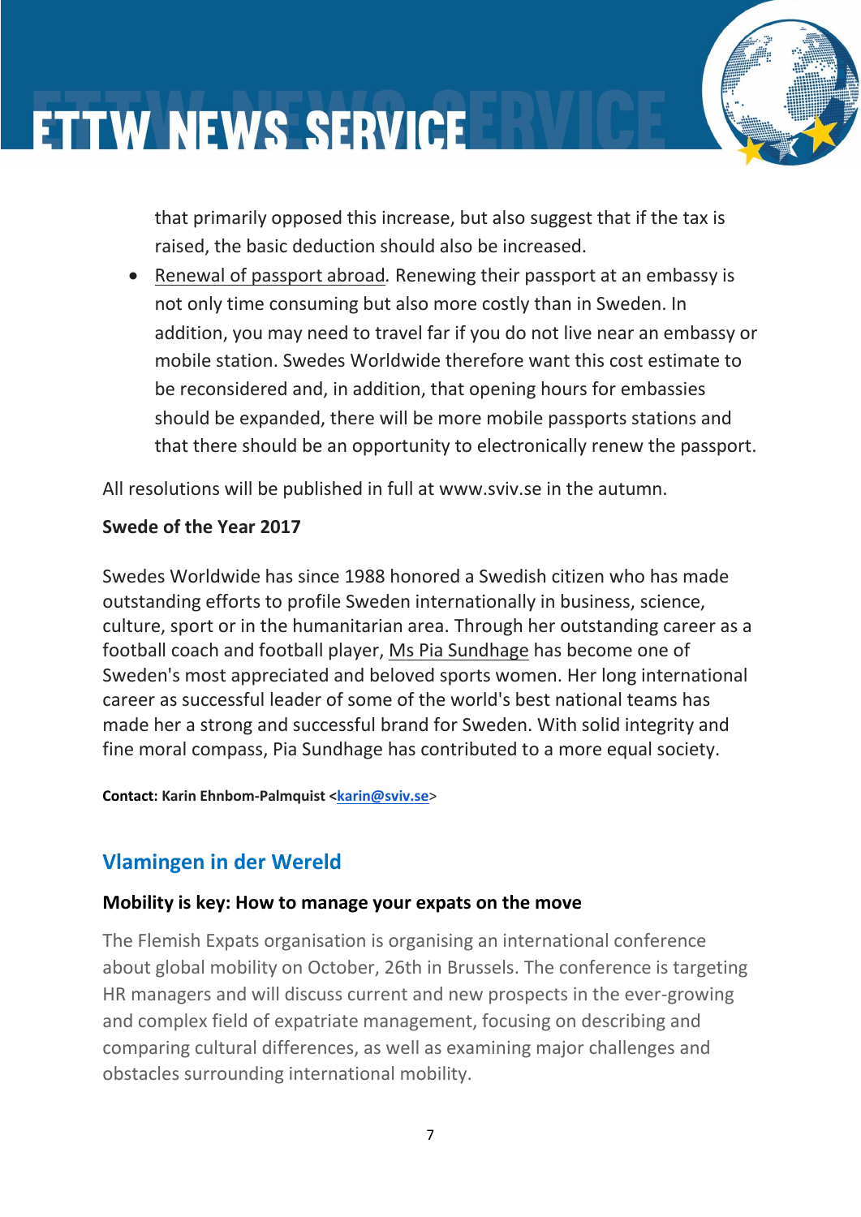that primarily opposed this increase, but also suggest that if the tax is raised, the basic deduction should also be increased.

- Renewal of passport abroad. Renewing their passport at an embassy is not only time consuming but also more costly than in Sweden. In addition, you may need to travel far if you do not live near an embassy or mobile station. Swedes Worldwide therefore want this cost estimate to be reconsidered and, in addition, that opening hours for embassies should be expanded, there will be more mobile passports stations and that there should be an opportunity to electronically renew the passport.

All resolutions will be published in full at www.sviv.se in the autumn.

**Swede of the Year 2017**

Swedes Worldwide has since 1988 honored a Swedish citizen who has made outstanding efforts to profile Sweden internationally in business, science, culture, sport or in the humanitarian area. Through her outstanding career as a football coach and football player, Ms Pia Sundhage has become one of Sweden's most appreciated and beloved sports women. Her long international career as successful leader of some of the world's best national teams has made her a strong and successful brand for Sweden. With solid integrity and fine moral compass, Pia Sundhage has contributed to a more equal society.

**Contact: Karin Ehnbom-Palmquist <karin@sviv.se>**

## Vlamingen in der Wereld

### Mobility is key: How to manage your expats on the move

The Flemish Expats organisation is organising an international conference about global mobility on October, 26th in Brussels. The conference is targeting HR managers and will discuss current and new prospects in the ever-growing and complex field of expatriate management, focusing on describing and comparing cultural differences, as well as examining major challenges and obstacles surrounding international mobility.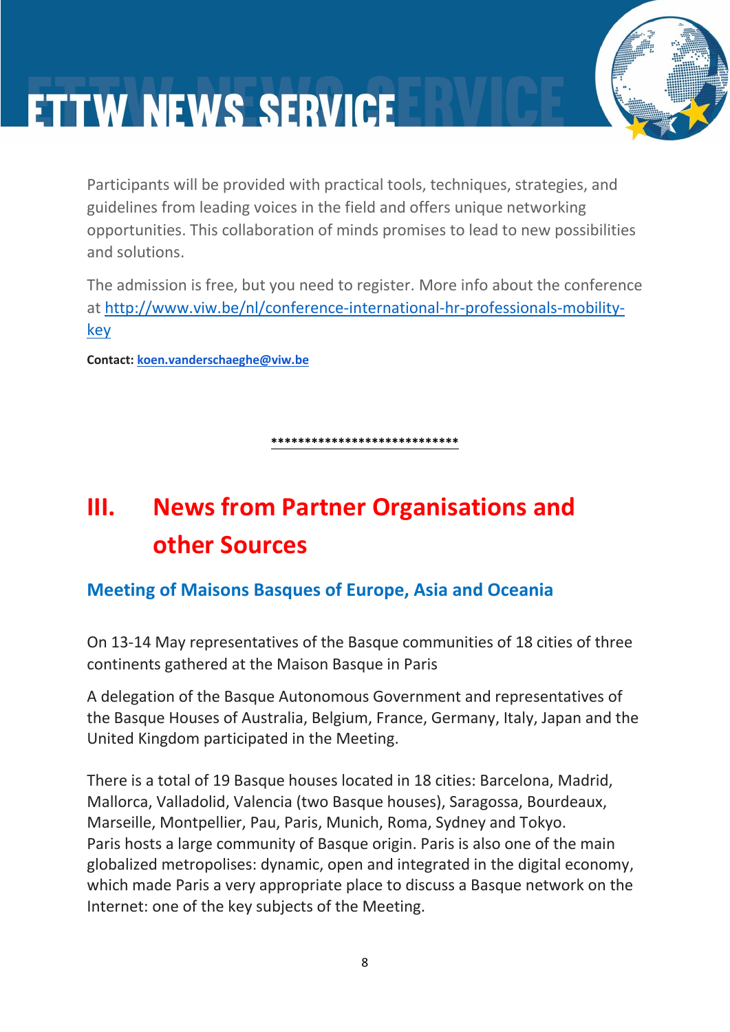Participants will be provided with practical tools, techniques, strategies, and guidelines from leading voices in the field and offers unique networking opportunities. This collaboration of minds promises to lead to new possibilities and solutions.

The admission is free, but you need to register. More info about the conference at [http://www.viw.be/nl/conference-international-hr-professionals-mobility-key](http://www.viw.be/nl/conference-international-hr-professionals-mobility-key)

**Contact:** **koen.vanderschaeghe@viw.be**

****************************

# III. News from Partner Organisations and other Sources

## Meeting of Maisons Basques of Europe, Asia and Oceania

On 13-14 May representatives of the Basque communities of 18 cities of three continents gathered at the Maison Basque in Paris

A delegation of the Basque Autonomous Government and representatives of the Basque Houses of Australia, Belgium, France, Germany, Italy, Japan and the United Kingdom participated in the Meeting.

There is a total of 19 Basque houses located in 18 cities: Barcelona, Madrid, Mallorca, Valladolid, Valencia (two Basque houses), Saragossa, Bourdeaux, Marseille, Montpellier, Pau, Paris, Munich, Roma, Sydney and Tokyo.
Paris hosts a large community of Basque origin. Paris is also one of the main globalized metropolises: dynamic, open and integrated in the digital economy, which made Paris a very appropriate place to discuss a Basque network on the Internet: one of the key subjects of the Meeting.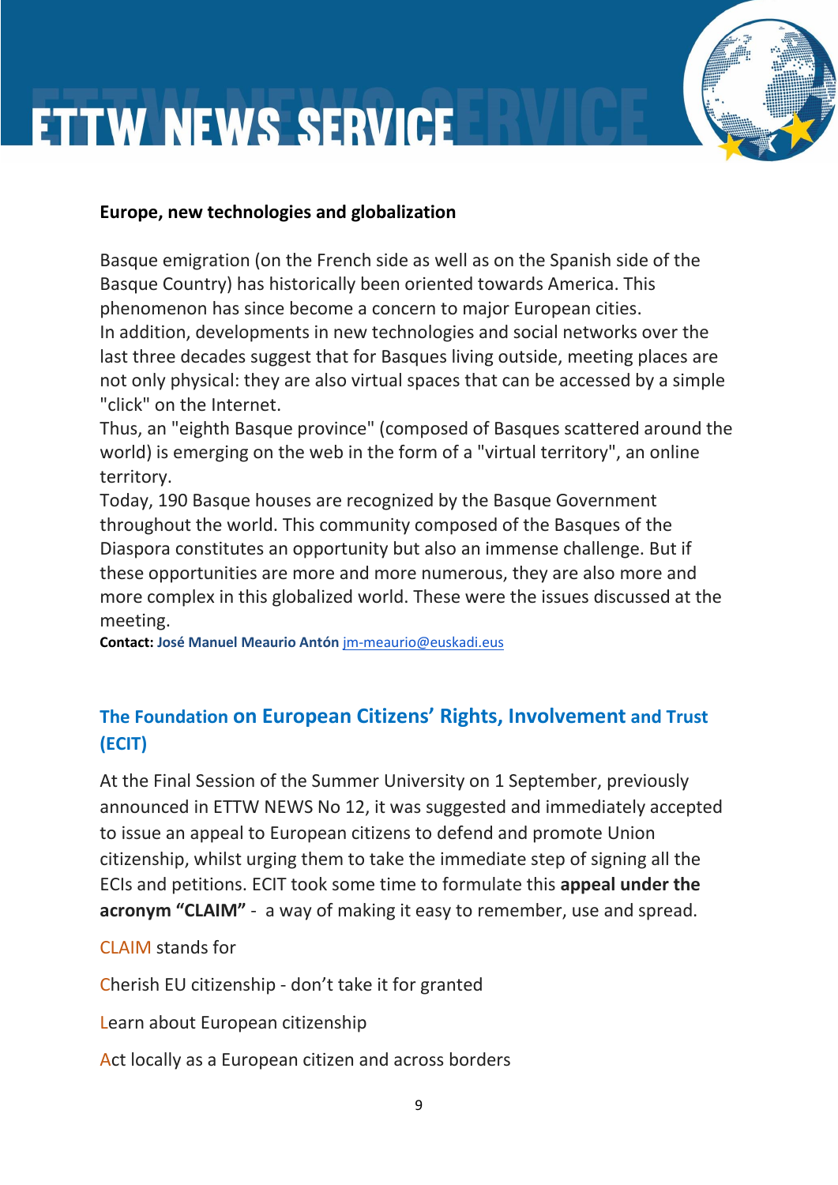**Europe, new technologies and globalization**

Basque emigration (on the French side as well as on the Spanish side of the Basque Country) has historically been oriented towards America. This phenomenon has since become a concern to major European cities.
In addition, developments in new technologies and social networks over the last three decades suggest that for Basques living outside, meeting places are not only physical: they are also virtual spaces that can be accessed by a simple "click" on the Internet.
Thus, an "eighth Basque province" (composed of Basques scattered around the world) is emerging on the web in the form of a "virtual territory", an online territory.
Today, 190 Basque houses are recognized by the Basque Government throughout the world. This community composed of the Basques of the Diaspora constitutes an opportunity but also an immense challenge. But if these opportunities are more and more numerous, they are also more and more complex in this globalized world. These were the issues discussed at the meeting.
**Contact: José Manuel Meaurio Antón** jm-meaurio@euskadi.eus

## The Foundation on European Citizens' Rights, Involvement and Trust (ECIT)

At the Final Session of the Summer University on 1 September, previously announced in ETTW NEWS No 12, it was suggested and immediately accepted to issue an appeal to European citizens to defend and promote Union citizenship, whilst urging them to take the immediate step of signing all the ECIs and petitions. ECIT took some time to formulate this **appeal under the acronym "CLAIM"** - a way of making it easy to remember, use and spread.

CLAIM stands for

Cherish EU citizenship - don't take it for granted

Learn about European citizenship

Act locally as a European citizen and across borders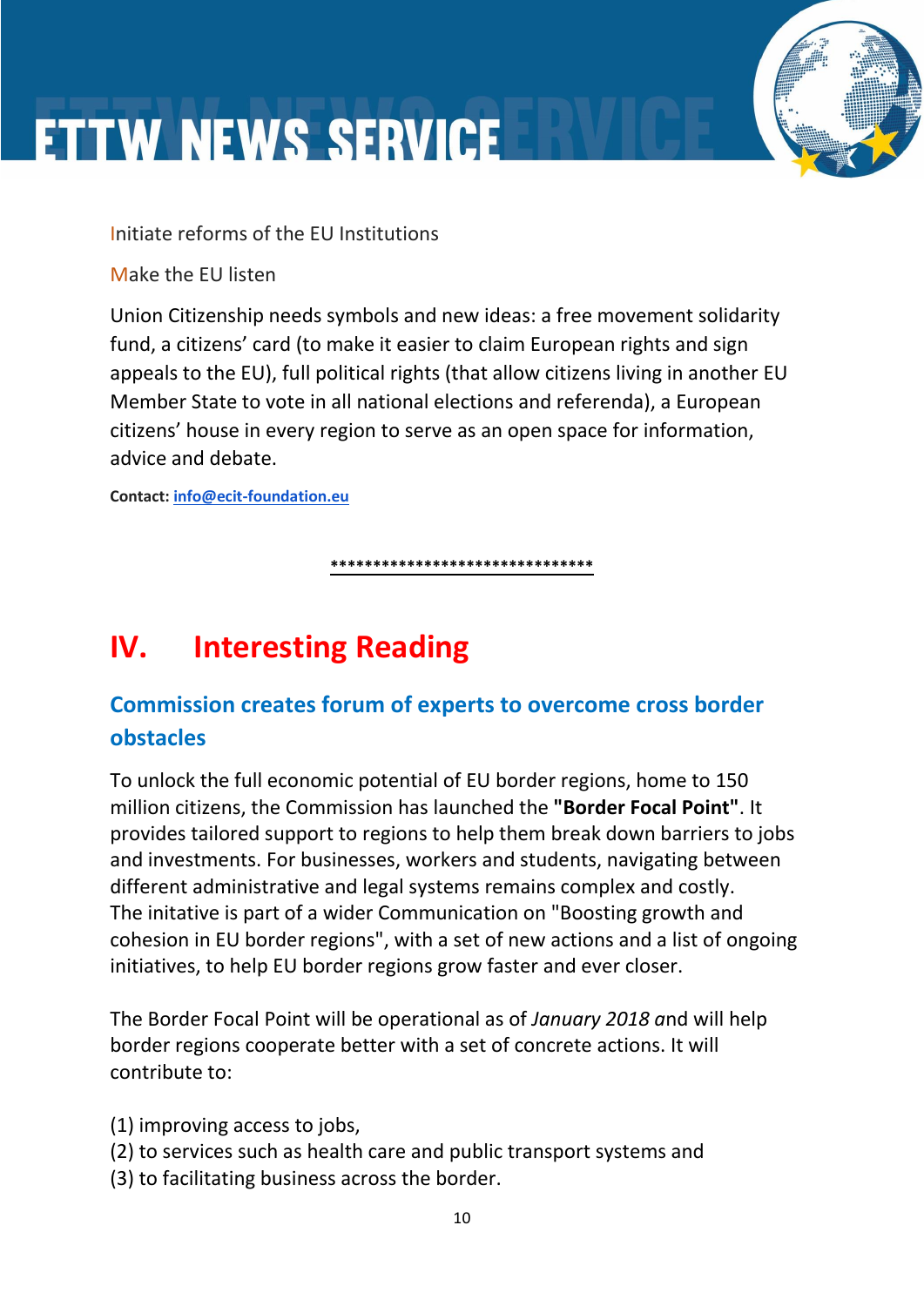Initiate reforms of the EU Institutions

Make the EU listen

Union Citizenship needs symbols and new ideas: a free movement solidarity fund, a citizens' card (to make it easier to claim European rights and sign appeals to the EU), full political rights (that allow citizens living in another EU Member State to vote in all national elections and referenda), a European citizens' house in every region to serve as an open space for information, advice and debate.

**Contact:** info@ecit-foundation.eu

********************************

# IV. Interesting Reading

## Commission creates forum of experts to overcome cross border obstacles

To unlock the full economic potential of EU border regions, home to 150 million citizens, the Commission has launched the **"Border Focal Point"**. It provides tailored support to regions to help them break down barriers to jobs and investments. For businesses, workers and students, navigating between different administrative and legal systems remains complex and costly. The initative is part of a wider Communication on "Boosting growth and cohesion in EU border regions", with a set of new actions and a list of ongoing initiatives, to help EU border regions grow faster and ever closer.

The Border Focal Point will be operational as of *January 2018 a*nd will help border regions cooperate better with a set of concrete actions. It will contribute to:

(1) improving access to jobs,
(2) to services such as health care and public transport systems and
(3) to facilitating business across the border.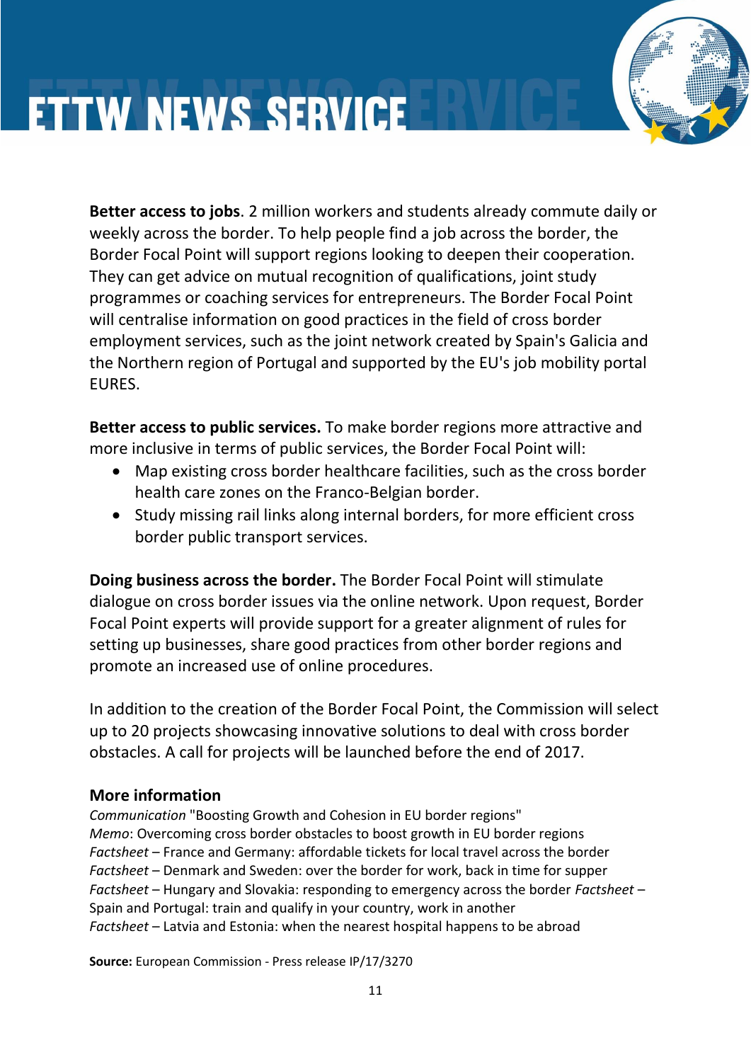**Better access to jobs**. 2 million workers and students already commute daily or weekly across the border. To help people find a job across the border, the Border Focal Point will support regions looking to deepen their cooperation. They can get advice on mutual recognition of qualifications, joint study programmes or coaching services for entrepreneurs. The Border Focal Point will centralise information on good practices in the field of cross border employment services, such as the joint network created by Spain's Galicia and the Northern region of Portugal and supported by the EU's job mobility portal EURES.

**Better access to public services.** To make border regions more attractive and more inclusive in terms of public services, the Border Focal Point will:

- Map existing cross border healthcare facilities, such as the cross border health care zones on the Franco-Belgian border.
- Study missing rail links along internal borders, for more efficient cross border public transport services.

**Doing business across the border.** The Border Focal Point will stimulate dialogue on cross border issues via the online network. Upon request, Border Focal Point experts will provide support for a greater alignment of rules for setting up businesses, share good practices from other border regions and promote an increased use of online procedures.

In addition to the creation of the Border Focal Point, the Commission will select up to 20 projects showcasing innovative solutions to deal with cross border obstacles. A call for projects will be launched before the end of 2017.

### More information

*Communication* "Boosting Growth and Cohesion in EU border regions"
*Memo*: Overcoming cross border obstacles to boost growth in EU border regions
*Factsheet* – France and Germany: affordable tickets for local travel across the border
*Factsheet* – Denmark and Sweden: over the border for work, back in time for supper
*Factsheet* – Hungary and Slovakia: responding to emergency across the border *Factsheet* – Spain and Portugal: train and qualify in your country, work in another
*Factsheet* – Latvia and Estonia: when the nearest hospital happens to be abroad

**Source:** European Commission - Press release IP/17/3270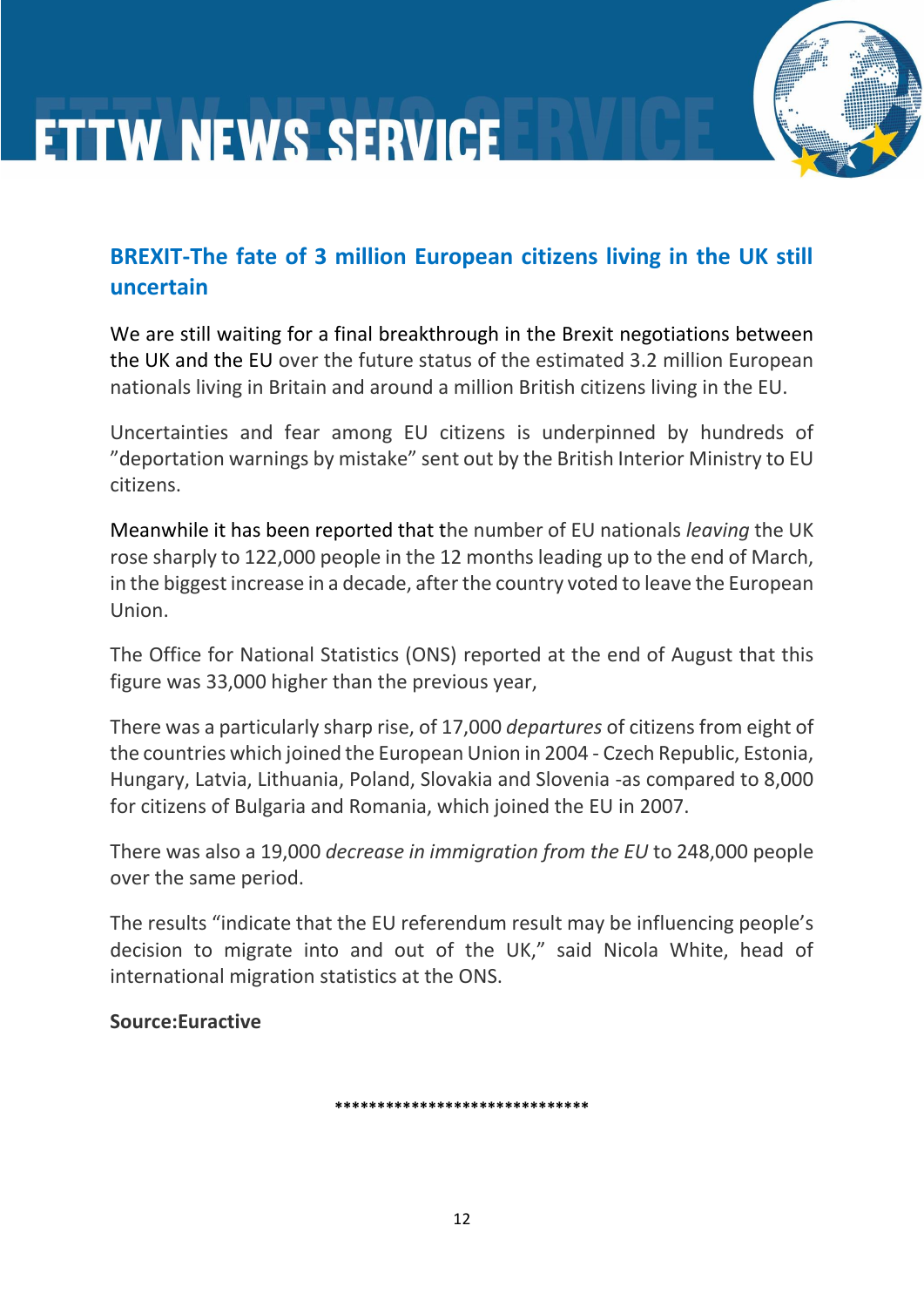## BREXIT-The fate of 3 million European citizens living in the UK still uncertain

We are still waiting for a final breakthrough in the Brexit negotiations between the UK and the EU over the future status of the estimated 3.2 million European nationals living in Britain and around a million British citizens living in the EU.

Uncertainties and fear among EU citizens is underpinned by hundreds of ”deportation warnings by mistake” sent out by the British Interior Ministry to EU citizens.

Meanwhile it has been reported that the number of EU nationals *leaving* the UK rose sharply to 122,000 people in the 12 months leading up to the end of March, in the biggest increase in a decade, after the country voted to leave the European Union.

The Office for National Statistics (ONS) reported at the end of August that this figure was 33,000 higher than the previous year,

There was a particularly sharp rise, of 17,000 *departures* of citizens from eight of the countries which joined the European Union in 2004 - Czech Republic, Estonia, Hungary, Latvia, Lithuania, Poland, Slovakia and Slovenia -as compared to 8,000 for citizens of Bulgaria and Romania, which joined the EU in 2007.

There was also a 19,000 *decrease in immigration from the EU* to 248,000 people over the same period.

The results “indicate that the EU referendum result may be influencing people’s decision to migrate into and out of the UK,” said Nicola White, head of international migration statistics at the ONS.

**Source:Euractive**

******************************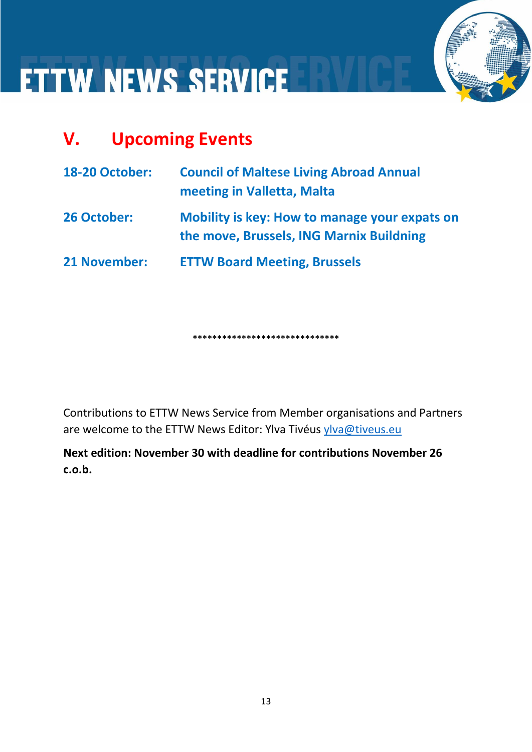## V. Upcoming Events

**18-20 October:** **Council of Maltese Living Abroad Annual meeting in Valletta, Malta**

**26 October:** **Mobility is key: How to manage your expats on the move, Brussels, ING Marnix Buildning**

**21 November:** **ETTW Board Meeting, Brussels**

*****************************

Contributions to ETTW News Service from Member organisations and Partners are welcome to the ETTW News Editor: Ylva Tivéus ylva@tiveus.eu

**Next edition: November 30 with deadline for contributions November 26 c.o.b.**